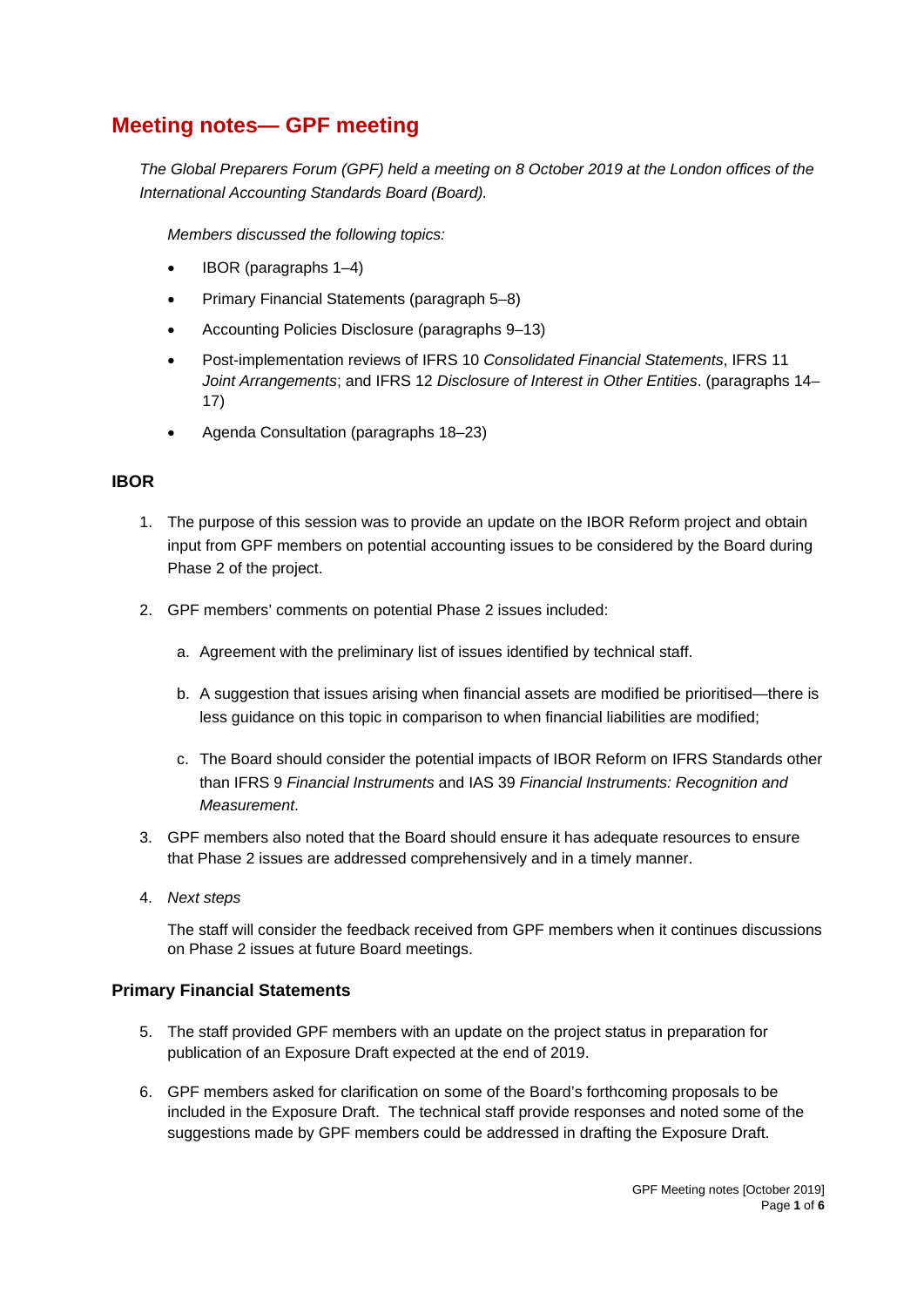# Meeting notes— GPF meeting

*The Global Preparers Forum (GPF) held a meeting on 8 October 2019 at the London offices of the International Accounting Standards Board (Board).*

*Members discussed the following topics:*

- IBOR (paragraphs 1–4)
- Primary Financial Statements (paragraph 5–8)
- Accounting Policies Disclosure (paragraphs 9–13)
- Post-implementation reviews of IFRS 10 *Consolidated Financial Statements*, IFRS 11 *Joint Arrangements*; and IFRS 12 *Disclosure of Interest in Other Entities*. (paragraphs 14–17)
- Agenda Consultation (paragraphs 18–23)

## IBOR

1. The purpose of this session was to provide an update on the IBOR Reform project and obtain input from GPF members on potential accounting issues to be considered by the Board during Phase 2 of the project.

2. GPF members' comments on potential Phase 2 issues included:

   a. Agreement with the preliminary list of issues identified by technical staff.

   b. A suggestion that issues arising when financial assets are modified be prioritised—there is less guidance on this topic in comparison to when financial liabilities are modified;

   c. The Board should consider the potential impacts of IBOR Reform on IFRS Standards other than IFRS 9 *Financial Instruments* and IAS 39 *Financial Instruments: Recognition and Measurement*.

3. GPF members also noted that the Board should ensure it has adequate resources to ensure that Phase 2 issues are addressed comprehensively and in a timely manner.

4. *Next steps*

   The staff will consider the feedback received from GPF members when it continues discussions on Phase 2 issues at future Board meetings.

## Primary Financial Statements

5. The staff provided GPF members with an update on the project status in preparation for publication of an Exposure Draft expected at the end of 2019.

6. GPF members asked for clarification on some of the Board's forthcoming proposals to be included in the Exposure Draft. The technical staff provide responses and noted some of the suggestions made by GPF members could be addressed in drafting the Exposure Draft.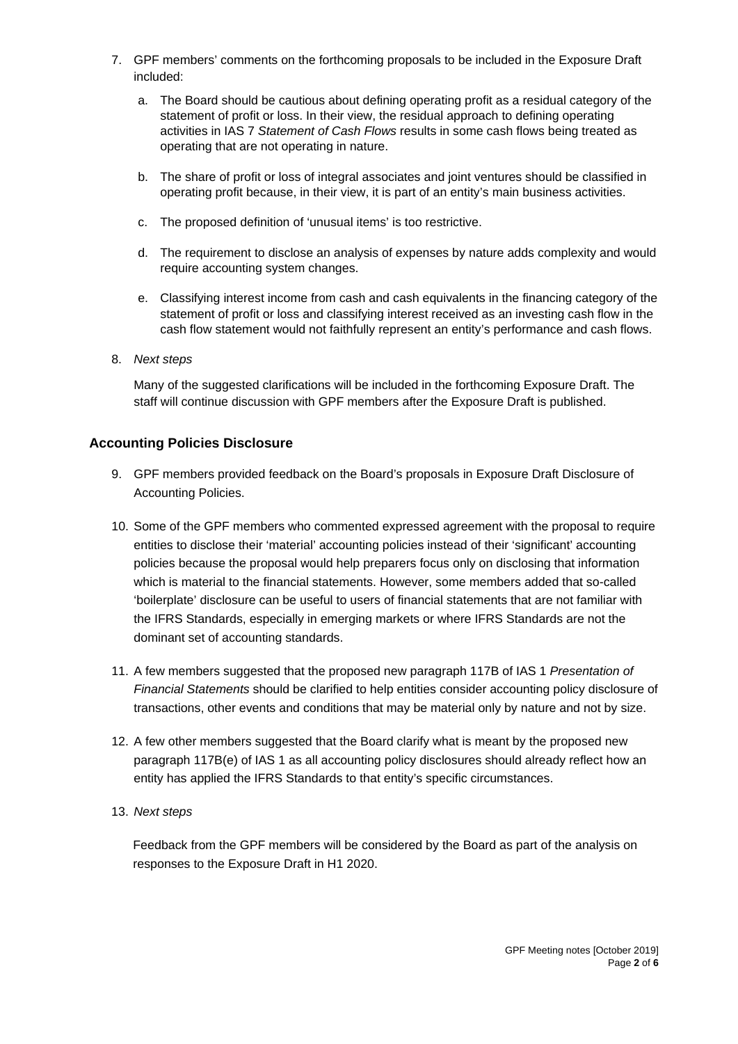7. GPF members' comments on the forthcoming proposals to be included in the Exposure Draft included:

   a. The Board should be cautious about defining operating profit as a residual category of the statement of profit or loss. In their view, the residual approach to defining operating activities in IAS 7 *Statement of Cash Flows* results in some cash flows being treated as operating that are not operating in nature.

   b. The share of profit or loss of integral associates and joint ventures should be classified in operating profit because, in their view, it is part of an entity's main business activities.

   c. The proposed definition of 'unusual items' is too restrictive.

   d. The requirement to disclose an analysis of expenses by nature adds complexity and would require accounting system changes.

   e. Classifying interest income from cash and cash equivalents in the financing category of the statement of profit or loss and classifying interest received as an investing cash flow in the cash flow statement would not faithfully represent an entity's performance and cash flows.

8. *Next steps*

   Many of the suggested clarifications will be included in the forthcoming Exposure Draft. The staff will continue discussion with GPF members after the Exposure Draft is published.

## Accounting Policies Disclosure

9. GPF members provided feedback on the Board's proposals in Exposure Draft Disclosure of Accounting Policies.

10. Some of the GPF members who commented expressed agreement with the proposal to require entities to disclose their 'material' accounting policies instead of their 'significant' accounting policies because the proposal would help preparers focus only on disclosing that information which is material to the financial statements. However, some members added that so-called 'boilerplate' disclosure can be useful to users of financial statements that are not familiar with the IFRS Standards, especially in emerging markets or where IFRS Standards are not the dominant set of accounting standards.

11. A few members suggested that the proposed new paragraph 117B of IAS 1 *Presentation of Financial Statements* should be clarified to help entities consider accounting policy disclosure of transactions, other events and conditions that may be material only by nature and not by size.

12. A few other members suggested that the Board clarify what is meant by the proposed new paragraph 117B(e) of IAS 1 as all accounting policy disclosures should already reflect how an entity has applied the IFRS Standards to that entity's specific circumstances.

13. *Next steps*

    Feedback from the GPF members will be considered by the Board as part of the analysis on responses to the Exposure Draft in H1 2020.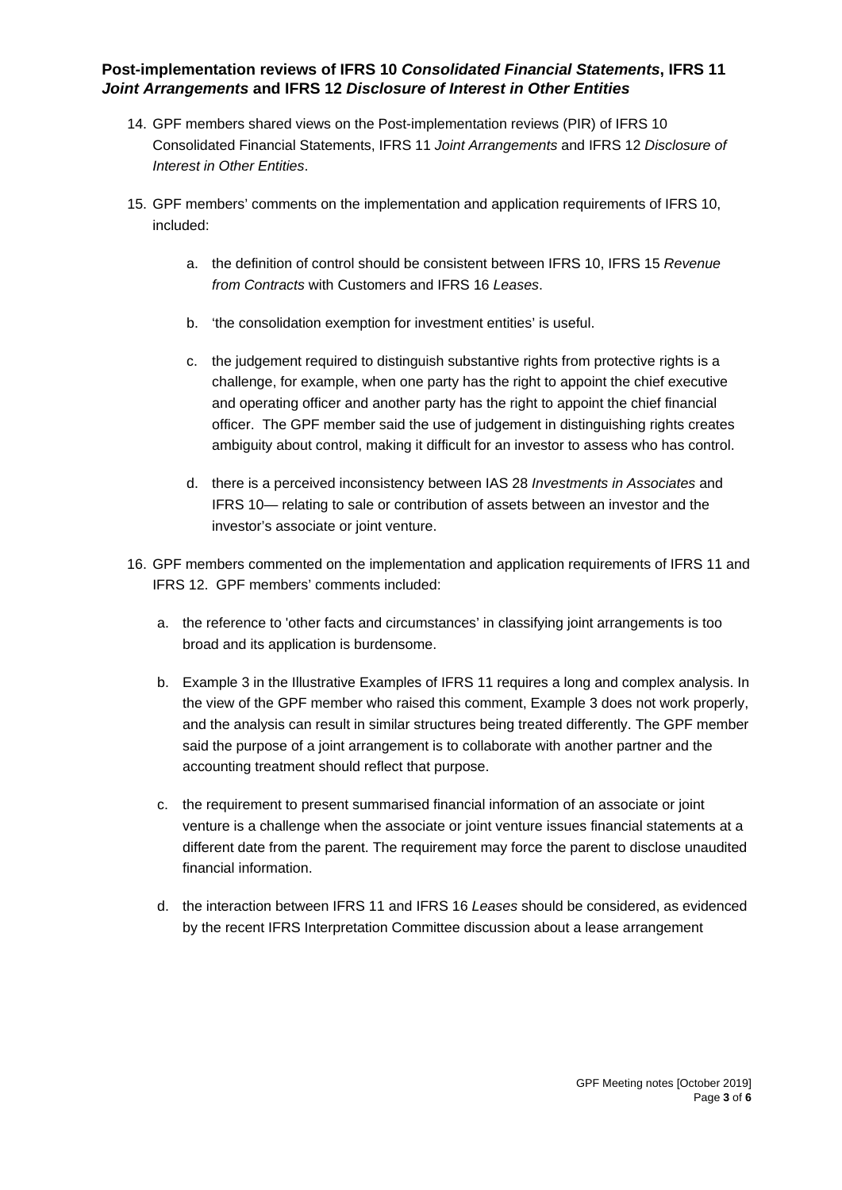### Post-implementation reviews of IFRS 10 *Consolidated Financial Statements*, IFRS 11 *Joint Arrangements* and IFRS 12 *Disclosure of Interest in Other Entities*

14. GPF members shared views on the Post-implementation reviews (PIR) of IFRS 10 Consolidated Financial Statements, IFRS 11 *Joint Arrangements* and IFRS 12 *Disclosure of Interest in Other Entities*.

15. GPF members' comments on the implementation and application requirements of IFRS 10, included:

    a. the definition of control should be consistent between IFRS 10, IFRS 15 *Revenue from Contracts* with Customers and IFRS 16 *Leases*.

    b. 'the consolidation exemption for investment entities' is useful.

    c. the judgement required to distinguish substantive rights from protective rights is a challenge, for example, when one party has the right to appoint the chief executive and operating officer and another party has the right to appoint the chief financial officer. The GPF member said the use of judgement in distinguishing rights creates ambiguity about control, making it difficult for an investor to assess who has control.

    d. there is a perceived inconsistency between IAS 28 *Investments in Associates* and IFRS 10— relating to sale or contribution of assets between an investor and the investor's associate or joint venture.

16. GPF members commented on the implementation and application requirements of IFRS 11 and IFRS 12. GPF members' comments included:

    a. the reference to 'other facts and circumstances' in classifying joint arrangements is too broad and its application is burdensome.

    b. Example 3 in the Illustrative Examples of IFRS 11 requires a long and complex analysis. In the view of the GPF member who raised this comment, Example 3 does not work properly, and the analysis can result in similar structures being treated differently. The GPF member said the purpose of a joint arrangement is to collaborate with another partner and the accounting treatment should reflect that purpose.

    c. the requirement to present summarised financial information of an associate or joint venture is a challenge when the associate or joint venture issues financial statements at a different date from the parent. The requirement may force the parent to disclose unaudited financial information.

    d. the interaction between IFRS 11 and IFRS 16 *Leases* should be considered, as evidenced by the recent IFRS Interpretation Committee discussion about a lease arrangement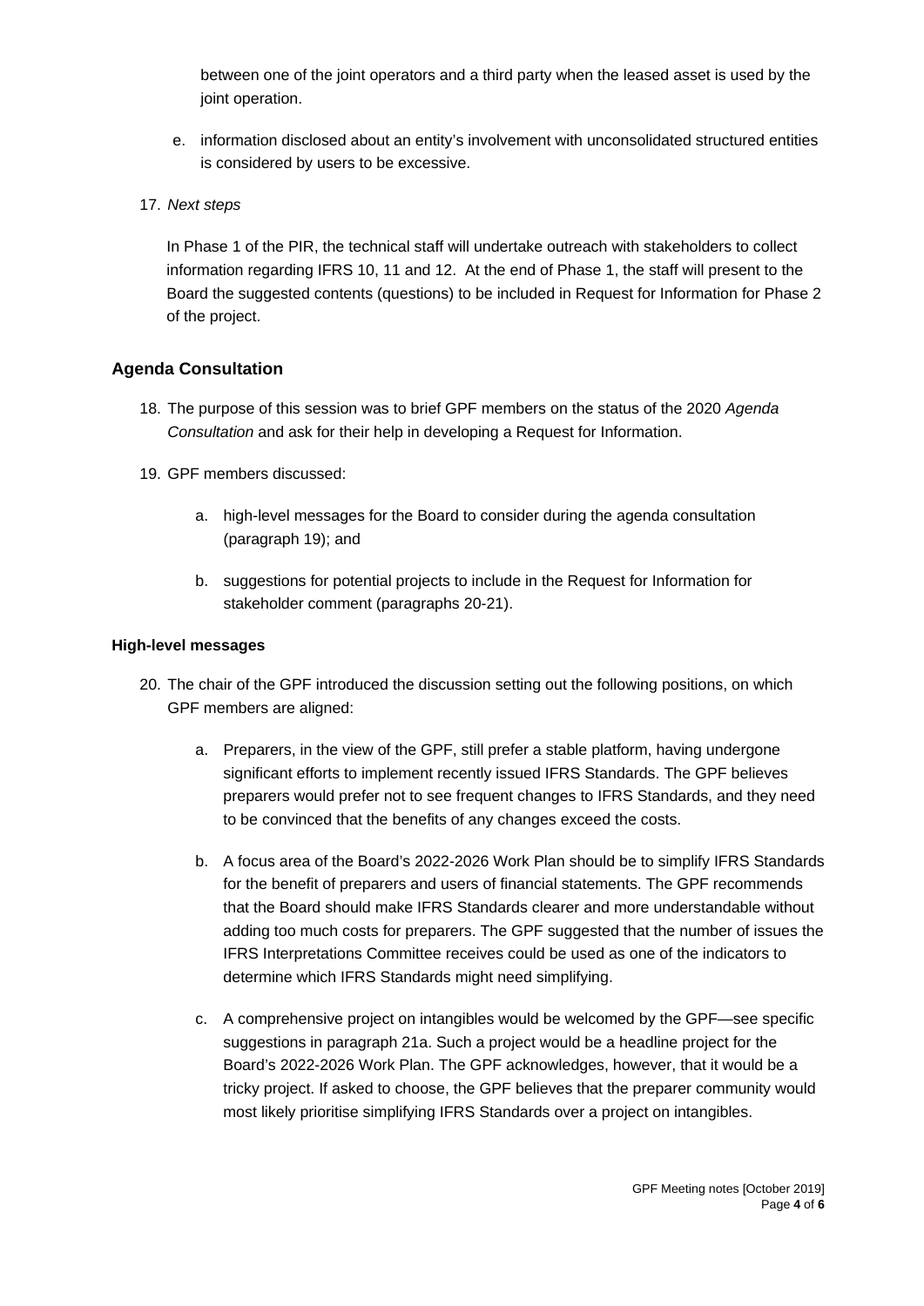between one of the joint operators and a third party when the leased asset is used by the joint operation.

e. information disclosed about an entity's involvement with unconsolidated structured entities is considered by users to be excessive.

17. *Next steps*

In Phase 1 of the PIR, the technical staff will undertake outreach with stakeholders to collect information regarding IFRS 10, 11 and 12. At the end of Phase 1, the staff will present to the Board the suggested contents (questions) to be included in Request for Information for Phase 2 of the project.

## Agenda Consultation

18. The purpose of this session was to brief GPF members on the status of the 2020 *Agenda Consultation* and ask for their help in developing a Request for Information.

19. GPF members discussed:

    a. high-level messages for the Board to consider during the agenda consultation (paragraph 19); and

    b. suggestions for potential projects to include in the Request for Information for stakeholder comment (paragraphs 20-21).

### High-level messages

20. The chair of the GPF introduced the discussion setting out the following positions, on which GPF members are aligned:

    a. Preparers, in the view of the GPF, still prefer a stable platform, having undergone significant efforts to implement recently issued IFRS Standards. The GPF believes preparers would prefer not to see frequent changes to IFRS Standards, and they need to be convinced that the benefits of any changes exceed the costs.

    b. A focus area of the Board's 2022-2026 Work Plan should be to simplify IFRS Standards for the benefit of preparers and users of financial statements. The GPF recommends that the Board should make IFRS Standards clearer and more understandable without adding too much costs for preparers. The GPF suggested that the number of issues the IFRS Interpretations Committee receives could be used as one of the indicators to determine which IFRS Standards might need simplifying.

    c. A comprehensive project on intangibles would be welcomed by the GPF—see specific suggestions in paragraph 21a. Such a project would be a headline project for the Board's 2022-2026 Work Plan. The GPF acknowledges, however, that it would be a tricky project. If asked to choose, the GPF believes that the preparer community would most likely prioritise simplifying IFRS Standards over a project on intangibles.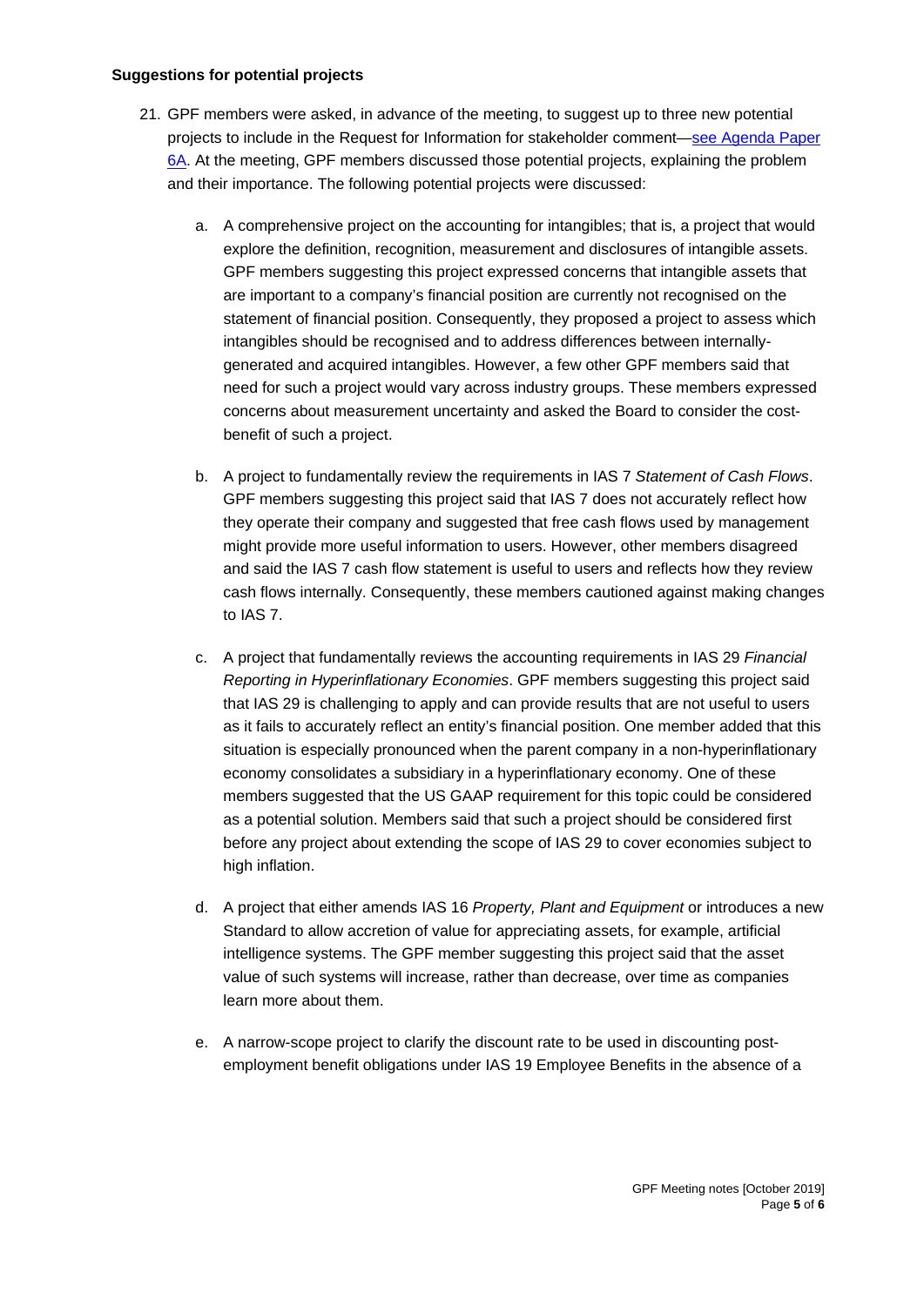**Suggestions for potential projects**

21. GPF members were asked, in advance of the meeting, to suggest up to three new potential projects to include in the Request for Information for stakeholder comment—[see Agenda Paper 6A](). At the meeting, GPF members discussed those potential projects, explaining the problem and their importance. The following potential projects were discussed:

    a. A comprehensive project on the accounting for intangibles; that is, a project that would explore the definition, recognition, measurement and disclosures of intangible assets. GPF members suggesting this project expressed concerns that intangible assets that are important to a company's financial position are currently not recognised on the statement of financial position. Consequently, they proposed a project to assess which intangibles should be recognised and to address differences between internally-generated and acquired intangibles. However, a few other GPF members said that need for such a project would vary across industry groups. These members expressed concerns about measurement uncertainty and asked the Board to consider the cost-benefit of such a project.

    b. A project to fundamentally review the requirements in IAS 7 *Statement of Cash Flows*. GPF members suggesting this project said that IAS 7 does not accurately reflect how they operate their company and suggested that free cash flows used by management might provide more useful information to users. However, other members disagreed and said the IAS 7 cash flow statement is useful to users and reflects how they review cash flows internally. Consequently, these members cautioned against making changes to IAS 7.

    c. A project that fundamentally reviews the accounting requirements in IAS 29 *Financial Reporting in Hyperinflationary Economies*. GPF members suggesting this project said that IAS 29 is challenging to apply and can provide results that are not useful to users as it fails to accurately reflect an entity's financial position. One member added that this situation is especially pronounced when the parent company in a non-hyperinflationary economy consolidates a subsidiary in a hyperinflationary economy. One of these members suggested that the US GAAP requirement for this topic could be considered as a potential solution. Members said that such a project should be considered first before any project about extending the scope of IAS 29 to cover economies subject to high inflation.

    d. A project that either amends IAS 16 *Property, Plant and Equipment* or introduces a new Standard to allow accretion of value for appreciating assets, for example, artificial intelligence systems. The GPF member suggesting this project said that the asset value of such systems will increase, rather than decrease, over time as companies learn more about them.

    e. A narrow-scope project to clarify the discount rate to be used in discounting post-employment benefit obligations under IAS 19 Employee Benefits in the absence of a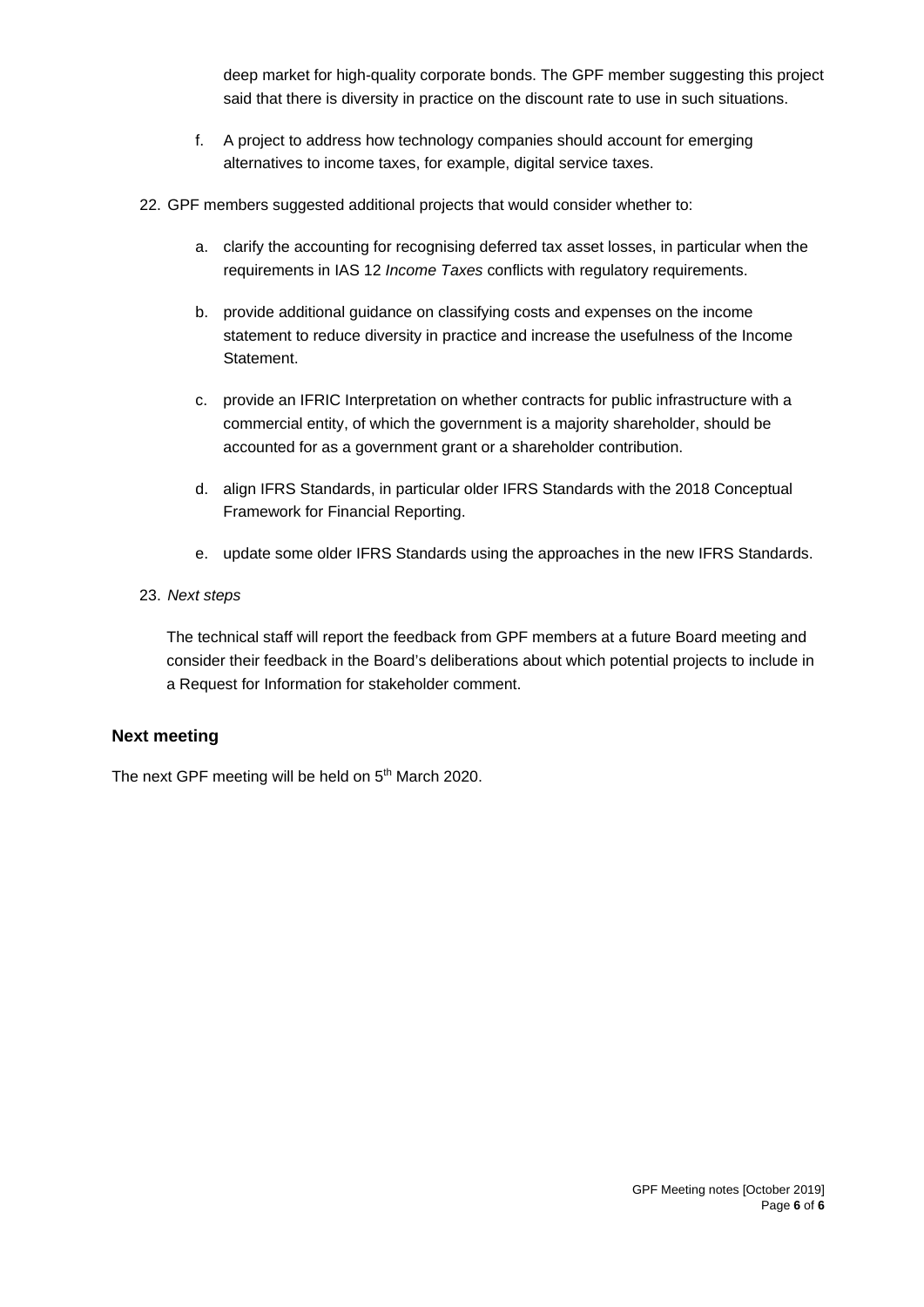deep market for high-quality corporate bonds. The GPF member suggesting this project said that there is diversity in practice on the discount rate to use in such situations.

f. A project to address how technology companies should account for emerging alternatives to income taxes, for example, digital service taxes.

22. GPF members suggested additional projects that would consider whether to:

    a. clarify the accounting for recognising deferred tax asset losses, in particular when the requirements in IAS 12 *Income Taxes* conflicts with regulatory requirements.

    b. provide additional guidance on classifying costs and expenses on the income statement to reduce diversity in practice and increase the usefulness of the Income Statement.

    c. provide an IFRIC Interpretation on whether contracts for public infrastructure with a commercial entity, of which the government is a majority shareholder, should be accounted for as a government grant or a shareholder contribution.

    d. align IFRS Standards, in particular older IFRS Standards with the 2018 Conceptual Framework for Financial Reporting.

    e. update some older IFRS Standards using the approaches in the new IFRS Standards.

23. *Next steps*

    The technical staff will report the feedback from GPF members at a future Board meeting and consider their feedback in the Board's deliberations about which potential projects to include in a Request for Information for stakeholder comment.

### Next meeting

The next GPF meeting will be held on 5th March 2020.